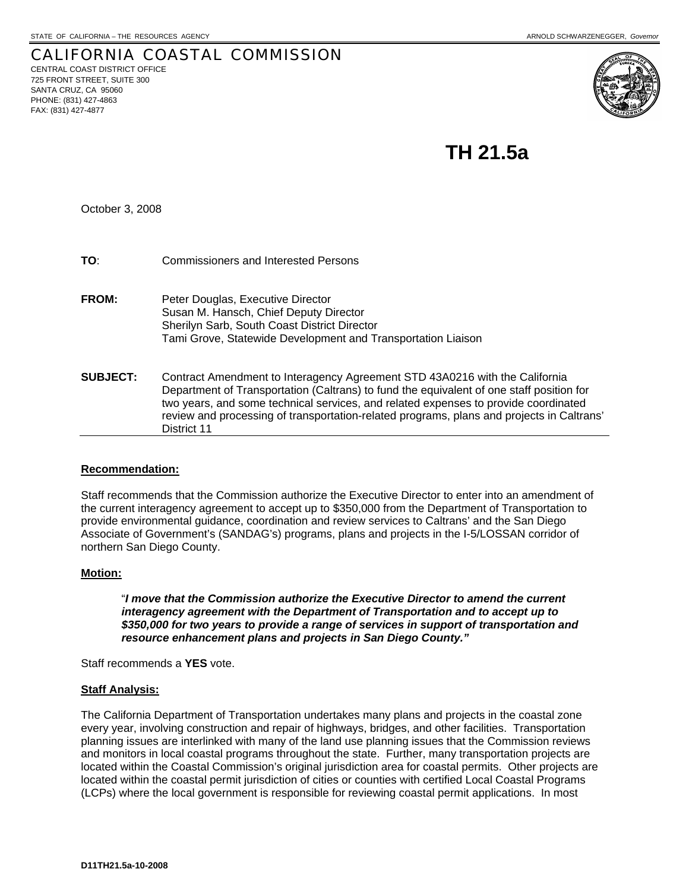STATE OF CALIFORNIA – THE RESOURCES AGENCY ARNOLD SCHWARZENEGGER, *Governor*

# CALIFORNIA COASTAL COMMISSION

CENTRAL COAST DISTRICT OFFICE
725 FRONT STREET, SUITE 300
SANTA CRUZ, CA 95060
PHONE: (831) 427-4863
FAX: (831) 427-4877

## TH 21.5a

October 3, 2008

**TO**: Commissioners and Interested Persons

**FROM:** Peter Douglas, Executive Director
Susan M. Hansch, Chief Deputy Director
Sherilyn Sarb, South Coast District Director
Tami Grove, Statewide Development and Transportation Liaison

**SUBJECT:** Contract Amendment to Interagency Agreement STD 43A0216 with the California Department of Transportation (Caltrans) to fund the equivalent of one staff position for two years, and some technical services, and related expenses to provide coordinated review and processing of transportation-related programs, plans and projects in Caltrans' District 11

### Recommendation:

Staff recommends that the Commission authorize the Executive Director to enter into an amendment of the current interagency agreement to accept up to $350,000 from the Department of Transportation to provide environmental guidance, coordination and review services to Caltrans' and the San Diego Associate of Government's (SANDAG's) programs, plans and projects in the I-5/LOSSAN corridor of northern San Diego County.

### Motion:

> "***I move that the Commission authorize the Executive Director to amend the current interagency agreement with the Department of Transportation and to accept up to $350,000 for two years to provide a range of services in support of transportation and resource enhancement plans and projects in San Diego County."***

Staff recommends a **YES** vote.

### Staff Analysis:

The California Department of Transportation undertakes many plans and projects in the coastal zone every year, involving construction and repair of highways, bridges, and other facilities. Transportation planning issues are interlinked with many of the land use planning issues that the Commission reviews and monitors in local coastal programs throughout the state. Further, many transportation projects are located within the Coastal Commission's original jurisdiction area for coastal permits. Other projects are located within the coastal permit jurisdiction of cities or counties with certified Local Coastal Programs (LCPs) where the local government is responsible for reviewing coastal permit applications. In most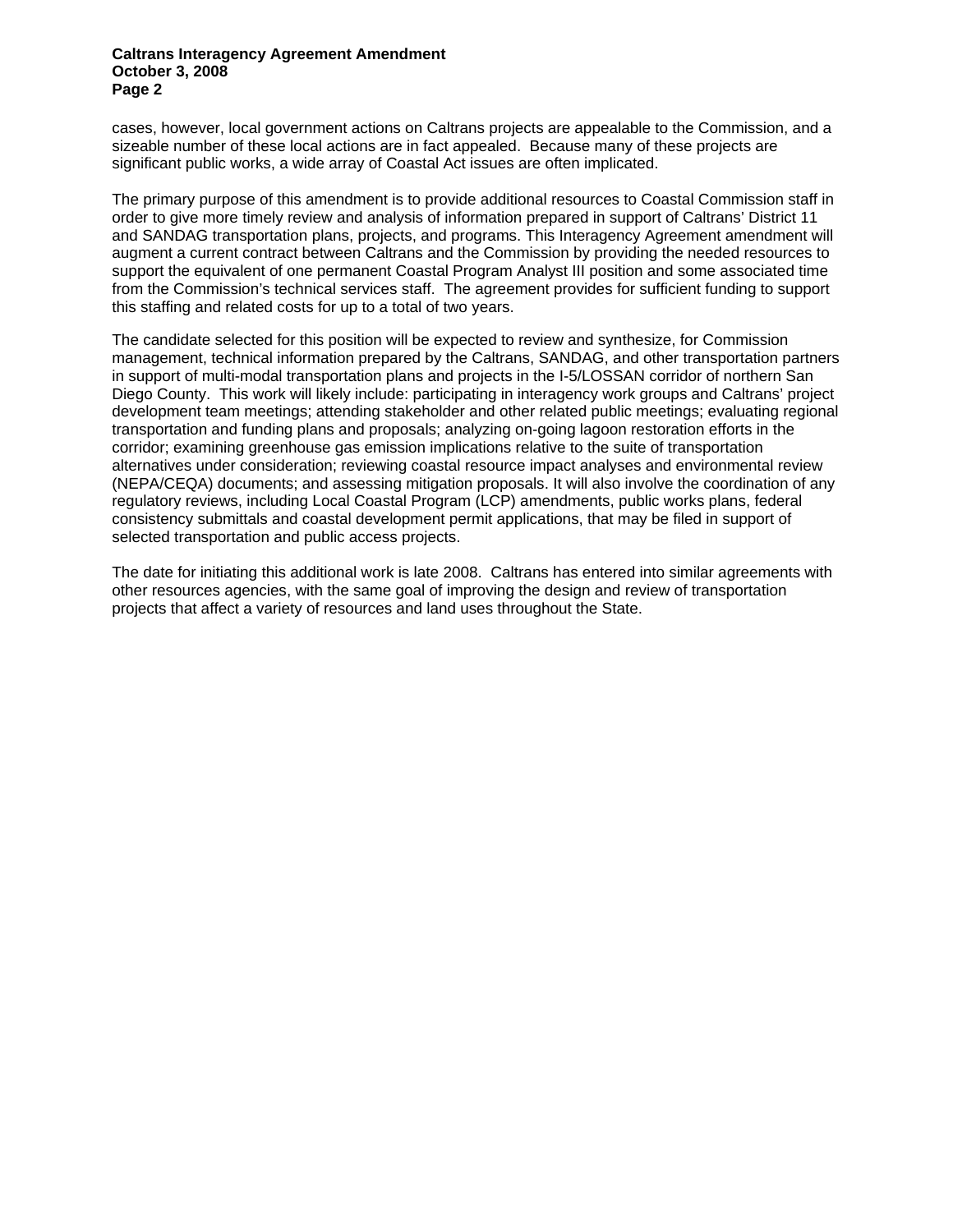cases, however, local government actions on Caltrans projects are appealable to the Commission, and a sizeable number of these local actions are in fact appealed. Because many of these projects are significant public works, a wide array of Coastal Act issues are often implicated.

The primary purpose of this amendment is to provide additional resources to Coastal Commission staff in order to give more timely review and analysis of information prepared in support of Caltrans' District 11 and SANDAG transportation plans, projects, and programs. This Interagency Agreement amendment will augment a current contract between Caltrans and the Commission by providing the needed resources to support the equivalent of one permanent Coastal Program Analyst III position and some associated time from the Commission's technical services staff. The agreement provides for sufficient funding to support this staffing and related costs for up to a total of two years.

The candidate selected for this position will be expected to review and synthesize, for Commission management, technical information prepared by the Caltrans, SANDAG, and other transportation partners in support of multi-modal transportation plans and projects in the I-5/LOSSAN corridor of northern San Diego County. This work will likely include: participating in interagency work groups and Caltrans' project development team meetings; attending stakeholder and other related public meetings; evaluating regional transportation and funding plans and proposals; analyzing on-going lagoon restoration efforts in the corridor; examining greenhouse gas emission implications relative to the suite of transportation alternatives under consideration; reviewing coastal resource impact analyses and environmental review (NEPA/CEQA) documents; and assessing mitigation proposals. It will also involve the coordination of any regulatory reviews, including Local Coastal Program (LCP) amendments, public works plans, federal consistency submittals and coastal development permit applications, that may be filed in support of selected transportation and public access projects.

The date for initiating this additional work is late 2008. Caltrans has entered into similar agreements with other resources agencies, with the same goal of improving the design and review of transportation projects that affect a variety of resources and land uses throughout the State.